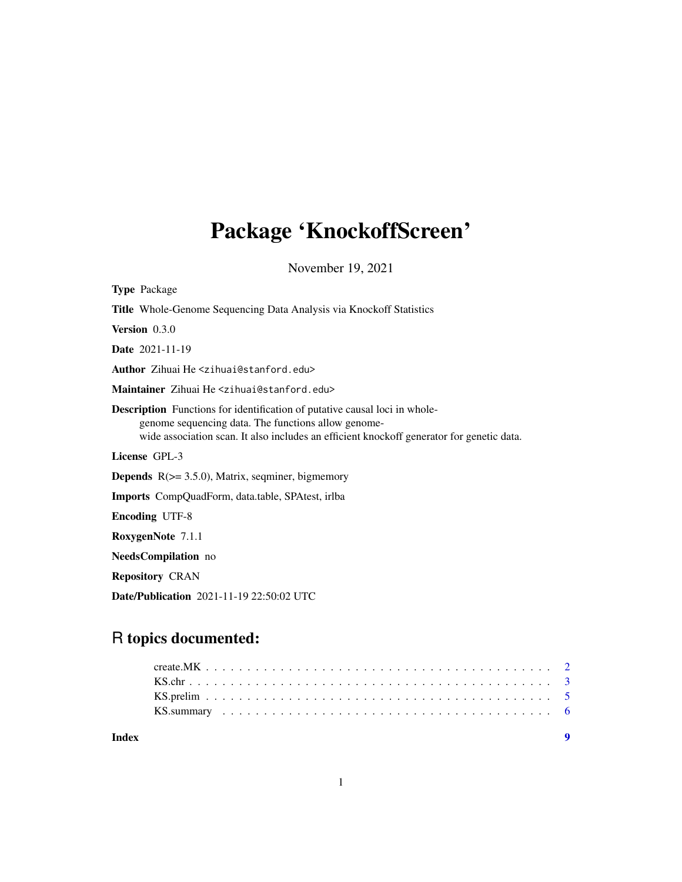# Package 'KnockoffScreen'

November 19, 2021

**Type** Package

**Title** Whole-Genome Sequencing Data Analysis via Knockoff Statistics

**Version** 0.3.0

**Date** 2021-11-19

**Author** Zihuai He <zihuai@stanford.edu>

**Maintainer** Zihuai He <zihuai@stanford.edu>

**Description** Functions for identification of putative causal loci in whole-genome sequencing data. The functions allow genome-wide association scan. It also includes an efficient knockoff generator for genetic data.

**License** GPL-3

**Depends** R(>= 3.5.0), Matrix, seqminer, bigmemory

**Imports** CompQuadForm, data.table, SPAtest, irlba

**Encoding** UTF-8

**RoxygenNote** 7.1.1

**NeedsCompilation** no

**Repository** CRAN

**Date/Publication** 2021-11-19 22:50:02 UTC

## R topics documented:

- create.MK . . . . . . . . . . . . . . . . . . . . . . . . . . . . . . . . . . . . . . . 2
- KS.chr . . . . . . . . . . . . . . . . . . . . . . . . . . . . . . . . . . . . . . . . . 3
- KS.prelim . . . . . . . . . . . . . . . . . . . . . . . . . . . . . . . . . . . . . . . 5
- KS.summary . . . . . . . . . . . . . . . . . . . . . . . . . . . . . . . . . . . . . . 6

**Index** 9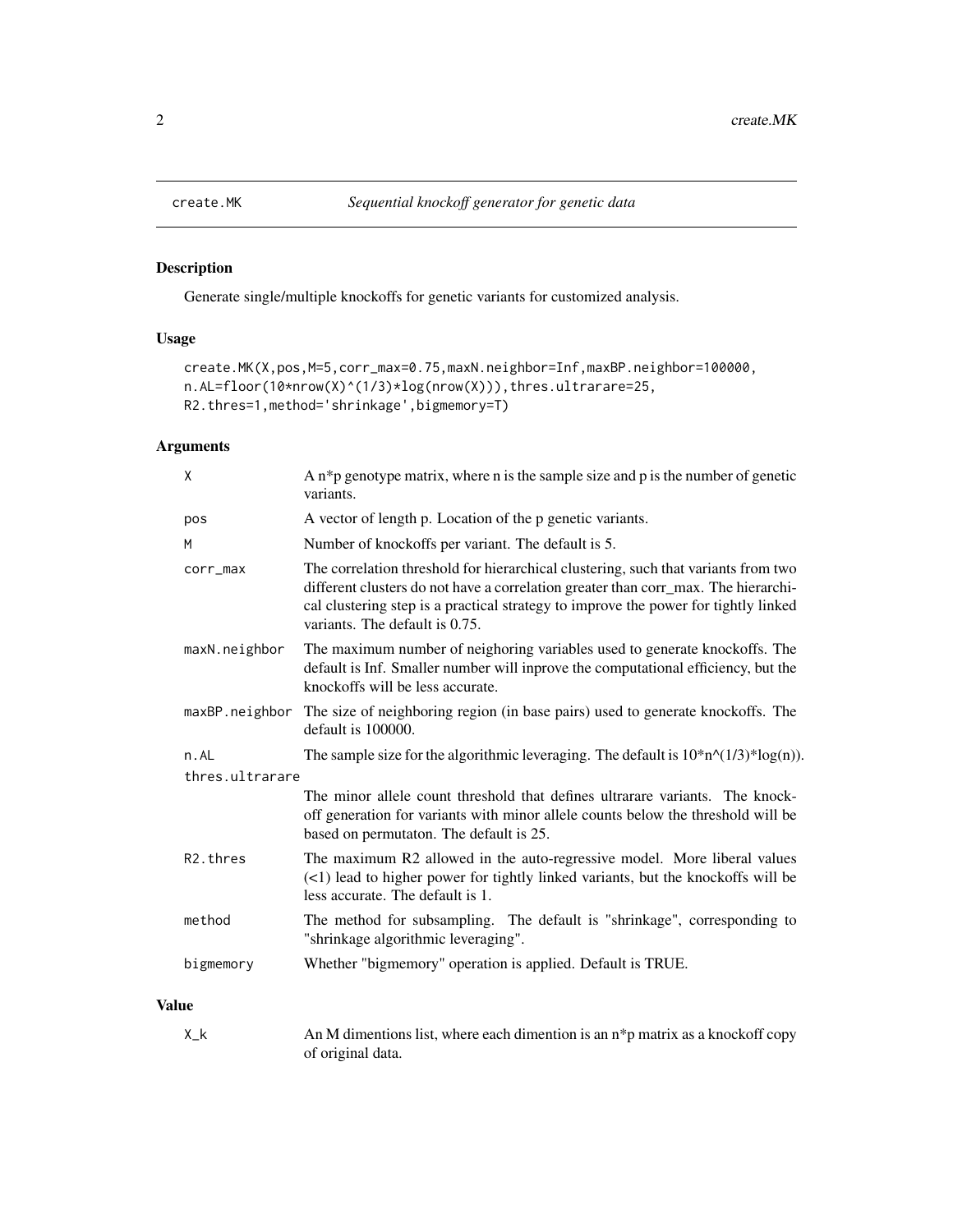# create.MK — *Sequential knockoff generator for genetic data*

## Description

Generate single/multiple knockoffs for genetic variants for customized analysis.

## Usage

```
create.MK(X,pos,M=5,corr_max=0.75,maxN.neighbor=Inf,maxBP.neighbor=100000,
n.AL=floor(10*nrow(X)^(1/3)*log(nrow(X))),thres.ultrarare=25,
R2.thres=1,method='shrinkage',bigmemory=T)
```

## Arguments

| | |
|---|---|
| `X` | A n*p genotype matrix, where n is the sample size and p is the number of genetic variants. |
| `pos` | A vector of length p. Location of the p genetic variants. |
| `M` | Number of knockoffs per variant. The default is 5. |
| `corr_max` | The correlation threshold for hierarchical clustering, such that variants from two different clusters do not have a correlation greater than corr_max. The hierarchical clustering step is a practical strategy to improve the power for tightly linked variants. The default is 0.75. |
| `maxN.neighbor` | The maximum number of neighoring variables used to generate knockoffs. The default is Inf. Smaller number will inprove the computational efficiency, but the knockoffs will be less accurate. |
| `maxBP.neighbor` | The size of neighboring region (in base pairs) used to generate knockoffs. The default is 100000. |
| `n.AL` | The sample size for the algorithmic leveraging. The default is 10*n^(1/3)*log(n)). |
| `thres.ultrarare` | The minor allele count threshold that defines ultrarare variants. The knockoff generation for variants with minor allele counts below the threshold will be based on permutaton. The default is 25. |
| `R2.thres` | The maximum R2 allowed in the auto-regressive model. More liberal values (<1) lead to higher power for tightly linked variants, but the knockoffs will be less accurate. The default is 1. |
| `method` | The method for subsampling. The default is "shrinkage", corresponding to "shrinkage algorithmic leveraging". |
| `bigmemory` | Whether "bigmemory" operation is applied. Default is TRUE. |

## Value

| | |
|---|---|
| `X_k` | An M dimentions list, where each dimention is an n*p matrix as a knockoff copy of original data. |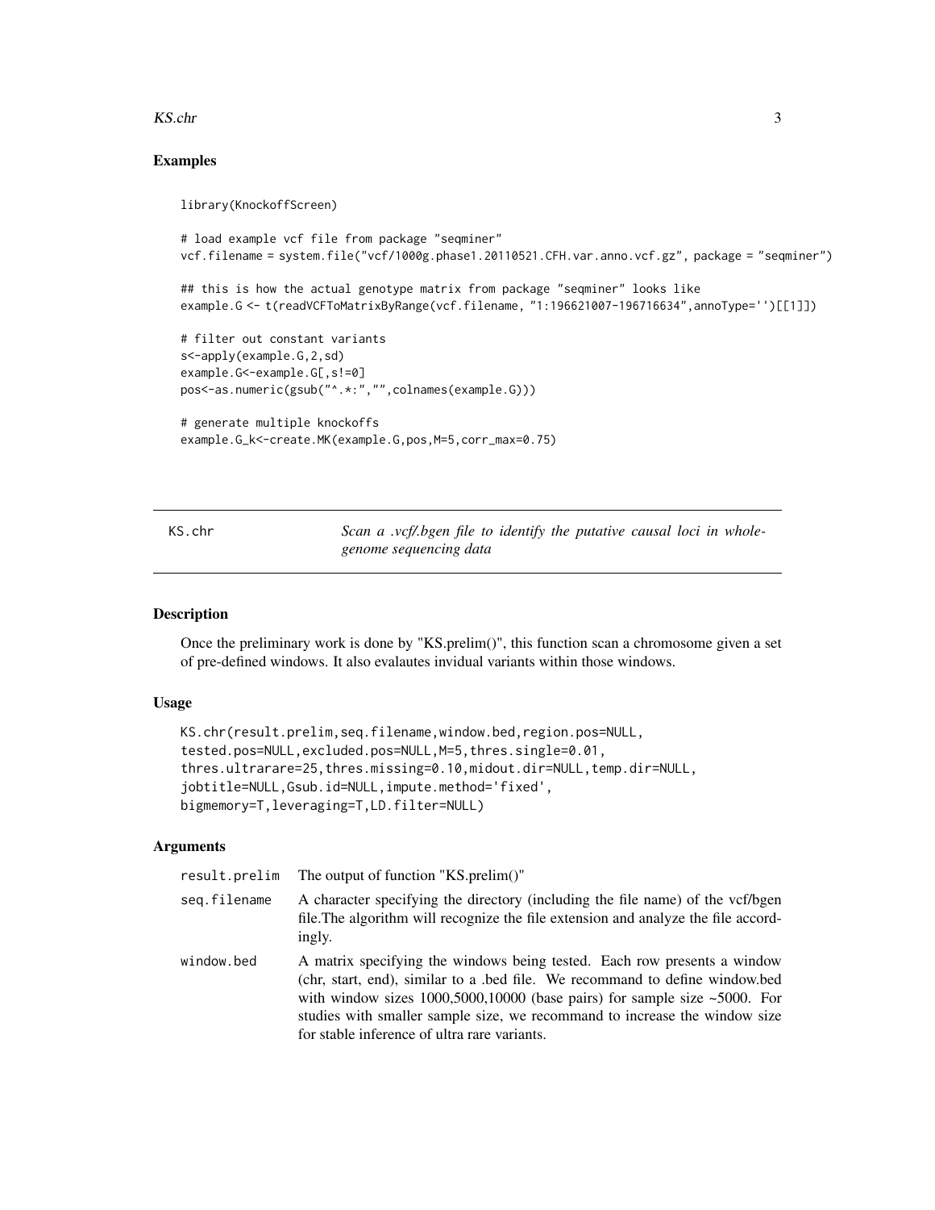## Examples

```
library(KnockoffScreen)

# load example vcf file from package "seqminer"
vcf.filename = system.file("vcf/1000g.phase1.20110521.CFH.var.anno.vcf.gz", package = "seqminer")

## this is how the actual genotype matrix from package "seqminer" looks like
example.G <- t(readVCFToMatrixByRange(vcf.filename, "1:196621007-196716634",annoType='')[[1]])

# filter out constant variants
s<-apply(example.G,2,sd)
example.G<-example.G[,s!=0]
pos<-as.numeric(gsub("^.*:","",colnames(example.G)))

# generate multiple knockoffs
example.G_k<-create.MK(example.G,pos,M=5,corr_max=0.75)
```

---

KS.chr — *Scan a .vcf/.bgen file to identify the putative causal loci in whole-genome sequencing data*

---

## Description

Once the preliminary work is done by "KS.prelim()", this function scan a chromosome given a set of pre-defined windows. It also evalautes invidual variants within those windows.

## Usage

```
KS.chr(result.prelim,seq.filename,window.bed,region.pos=NULL,
tested.pos=NULL,excluded.pos=NULL,M=5,thres.single=0.01,
thres.ultrarare=25,thres.missing=0.10,midout.dir=NULL,temp.dir=NULL,
jobtitle=NULL,Gsub.id=NULL,impute.method='fixed',
bigmemory=T,leveraging=T,LD.filter=NULL)
```

## Arguments

| | |
|---|---|
| result.prelim | The output of function "KS.prelim()" |
| seq.filename | A character specifying the directory (including the file name) of the vcf/bgen file.The algorithm will recognize the file extension and analyze the file accordingly. |
| window.bed | A matrix specifying the windows being tested. Each row presents a window (chr, start, end), similar to a .bed file. We recommand to define window.bed with window sizes 1000,5000,10000 (base pairs) for sample size ~5000. For studies with smaller sample size, we recommand to increase the window size for stable inference of ultra rare variants. |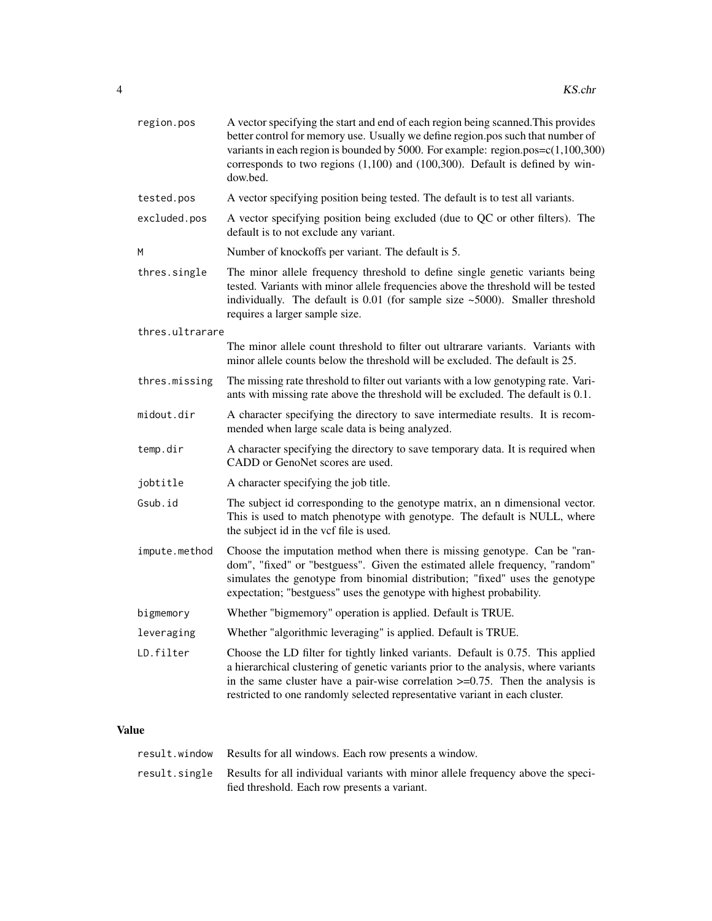| | |
|---|---|
| region.pos | A vector specifying the start and end of each region being scanned.This provides better control for memory use. Usually we define region.pos such that number of variants in each region is bounded by 5000. For example: region.pos=c(1,100,300) corresponds to two regions (1,100) and (100,300). Default is defined by window.bed. |
| tested.pos | A vector specifying position being tested. The default is to test all variants. |
| excluded.pos | A vector specifying position being excluded (due to QC or other filters). The default is to not exclude any variant. |
| M | Number of knockoffs per variant. The default is 5. |
| thres.single | The minor allele frequency threshold to define single genetic variants being tested. Variants with minor allele frequencies above the threshold will be tested individually. The default is 0.01 (for sample size ~5000). Smaller threshold requires a larger sample size. |
| thres.ultrarare | The minor allele count threshold to filter out ultrarare variants. Variants with minor allele counts below the threshold will be excluded. The default is 25. |
| thres.missing | The missing rate threshold to filter out variants with a low genotyping rate. Variants with missing rate above the threshold will be excluded. The default is 0.1. |
| midout.dir | A character specifying the directory to save intermediate results. It is recommended when large scale data is being analyzed. |
| temp.dir | A character specifying the directory to save temporary data. It is required when CADD or GenoNet scores are used. |
| jobtitle | A character specifying the job title. |
| Gsub.id | The subject id corresponding to the genotype matrix, an n dimensional vector. This is used to match phenotype with genotype. The default is NULL, where the subject id in the vcf file is used. |
| impute.method | Choose the imputation method when there is missing genotype. Can be "random", "fixed" or "bestguess". Given the estimated allele frequency, "random" simulates the genotype from binomial distribution; "fixed" uses the genotype expectation; "bestguess" uses the genotype with highest probability. |
| bigmemory | Whether "bigmemory" operation is applied. Default is TRUE. |
| leveraging | Whether "algorithmic leveraging" is applied. Default is TRUE. |
| LD.filter | Choose the LD filter for tightly linked variants. Default is 0.75. This applied a hierarchical clustering of genetic variants prior to the analysis, where variants in the same cluster have a pair-wise correlation >=0.75. Then the analysis is restricted to one randomly selected representative variant in each cluster. |

## Value

| | |
|---|---|
| result.window | Results for all windows. Each row presents a window. |
| result.single | Results for all individual variants with minor allele frequency above the specified threshold. Each row presents a variant. |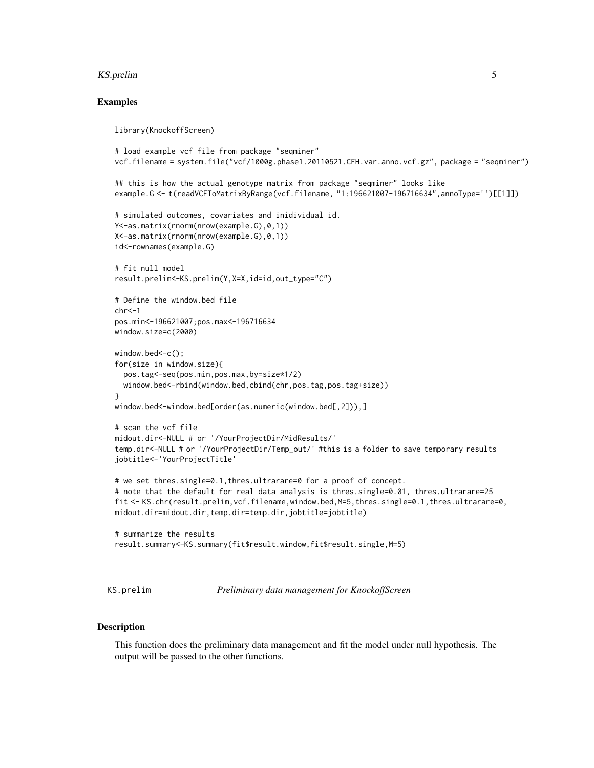## Examples

```
library(KnockoffScreen)

# load example vcf file from package "seqminer"
vcf.filename = system.file("vcf/1000g.phase1.20110521.CFH.var.anno.vcf.gz", package = "seqminer")

## this is how the actual genotype matrix from package "seqminer" looks like
example.G <- t(readVCFToMatrixByRange(vcf.filename, "1:196621007-196716634",annoType='')[[1]])

# simulated outcomes, covariates and inidividual id.
Y<-as.matrix(rnorm(nrow(example.G),0,1))
X<-as.matrix(rnorm(nrow(example.G),0,1))
id<-rownames(example.G)

# fit null model
result.prelim<-KS.prelim(Y,X=X,id=id,out_type="C")

# Define the window.bed file
chr<-1
pos.min<-196621007;pos.max<-196716634
window.size=c(2000)

window.bed<-c();
for(size in window.size){
  pos.tag<-seq(pos.min,pos.max,by=size*1/2)
  window.bed<-rbind(window.bed,cbind(chr,pos.tag,pos.tag+size))
}
window.bed<-window.bed[order(as.numeric(window.bed[,2])),]

# scan the vcf file
midout.dir<-NULL # or '/YourProjectDir/MidResults/'
temp.dir<-NULL # or '/YourProjectDir/Temp_out/' #this is a folder to save temporary results
jobtitle<-'YourProjectTitle'

# we set thres.single=0.1,thres.ultrarare=0 for a proof of concept.
# note that the default for real data analysis is thres.single=0.01, thres.ultrarare=25
fit <- KS.chr(result.prelim,vcf.filename,window.bed,M=5,thres.single=0.1,thres.ultrarare=0,
midout.dir=midout.dir,temp.dir=temp.dir,jobtitle=jobtitle)

# summarize the results
result.summary<-KS.summary(fit$result.window,fit$result.single,M=5)
```

---

# KS.prelim — *Preliminary data management for KnockoffScreen*

## Description

This function does the preliminary data management and fit the model under null hypothesis. The output will be passed to the other functions.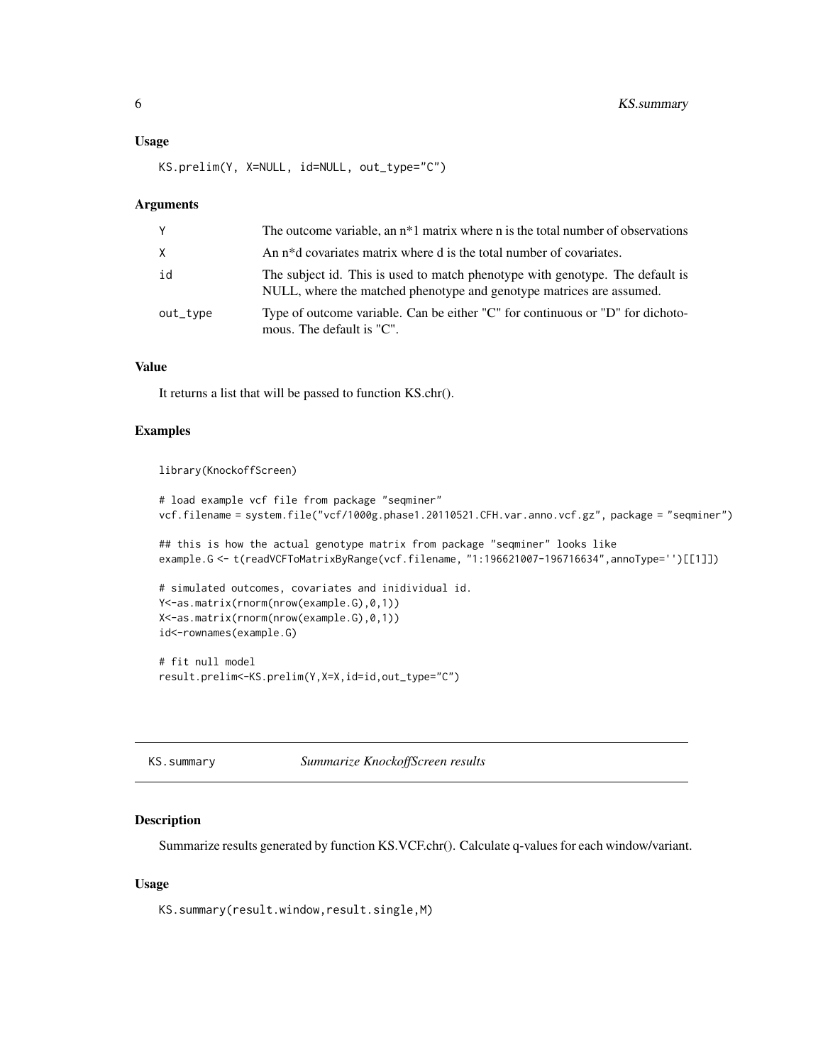## Usage

```
KS.prelim(Y, X=NULL, id=NULL, out_type="C")
```

## Arguments

| | |
|---|---|
| Y | The outcome variable, an n*1 matrix where n is the total number of observations |
| X | An n*d covariates matrix where d is the total number of covariates. |
| id | The subject id. This is used to match phenotype with genotype. The default is NULL, where the matched phenotype and genotype matrices are assumed. |
| out_type | Type of outcome variable. Can be either "C" for continuous or "D" for dichotomous. The default is "C". |

## Value

It returns a list that will be passed to function KS.chr().

## Examples

```
library(KnockoffScreen)

# load example vcf file from package "seqminer"
vcf.filename = system.file("vcf/1000g.phase1.20110521.CFH.var.anno.vcf.gz", package = "seqminer")

## this is how the actual genotype matrix from package "seqminer" looks like
example.G <- t(readVCFToMatrixByRange(vcf.filename, "1:196621007-196716634",annoType='')[[1]])

# simulated outcomes, covariates and inidividual id.
Y<-as.matrix(rnorm(nrow(example.G),0,1))
X<-as.matrix(rnorm(nrow(example.G),0,1))
id<-rownames(example.G)

# fit null model
result.prelim<-KS.prelim(Y,X=X,id=id,out_type="C")
```

---

# KS.summary — *Summarize KnockoffScreen results*

## Description

Summarize results generated by function KS.VCF.chr(). Calculate q-values for each window/variant.

## Usage

```
KS.summary(result.window,result.single,M)
```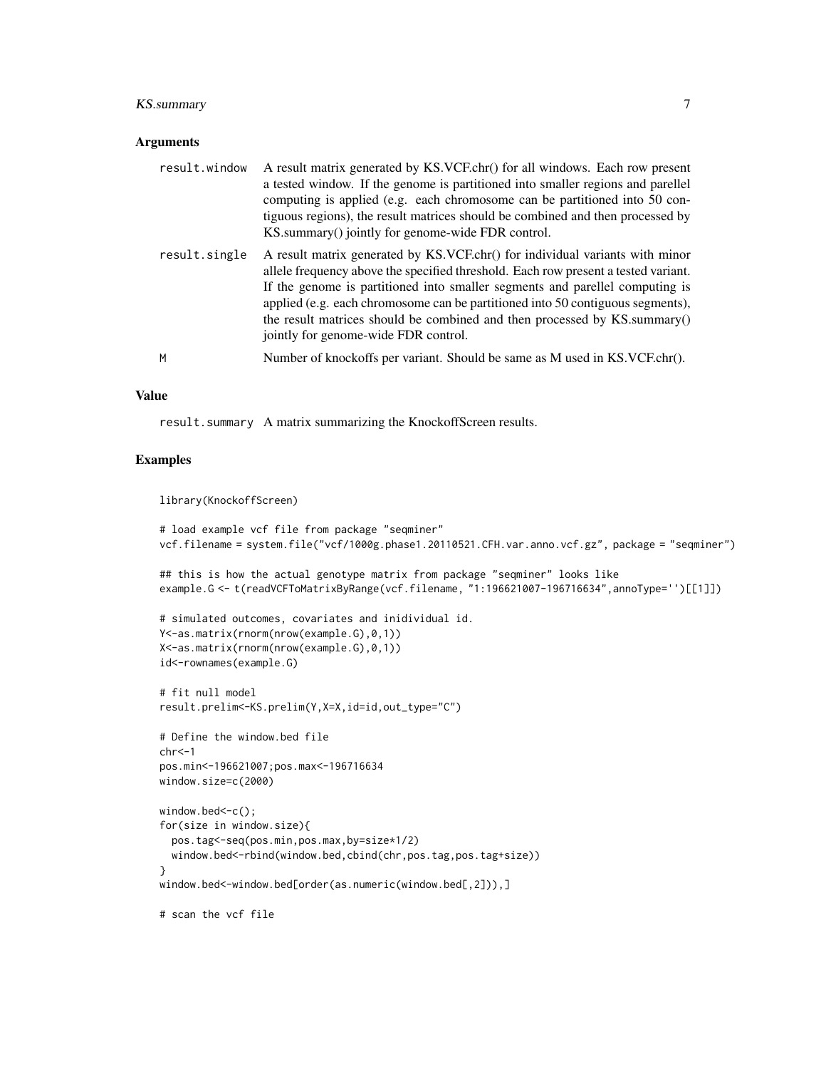### Arguments

- `result.window` A result matrix generated by KS.VCF.chr() for all windows. Each row present a tested window. If the genome is partitioned into smaller regions and parellel computing is applied (e.g. each chromosome can be partitioned into 50 contiguous regions), the result matrices should be combined and then processed by KS.summary() jointly for genome-wide FDR control.
- `result.single` A result matrix generated by KS.VCF.chr() for individual variants with minor allele frequency above the specified threshold. Each row present a tested variant. If the genome is partitioned into smaller segments and parellel computing is applied (e.g. each chromosome can be partitioned into 50 contiguous segments), the result matrices should be combined and then processed by KS.summary() jointly for genome-wide FDR control.
- `M` Number of knockoffs per variant. Should be same as M used in KS.VCF.chr().

### Value

`result.summary` A matrix summarizing the KnockoffScreen results.

### Examples

```
library(KnockoffScreen)

# load example vcf file from package "seqminer"
vcf.filename = system.file("vcf/1000g.phase1.20110521.CFH.var.anno.vcf.gz", package = "seqminer")

## this is how the actual genotype matrix from package "seqminer" looks like
example.G <- t(readVCFToMatrixByRange(vcf.filename, "1:196621007-196716634",annoType='')[[1]])

# simulated outcomes, covariates and inidividual id.
Y<-as.matrix(rnorm(nrow(example.G),0,1))
X<-as.matrix(rnorm(nrow(example.G),0,1))
id<-rownames(example.G)

# fit null model
result.prelim<-KS.prelim(Y,X=X,id=id,out_type="C")

# Define the window.bed file
chr<-1
pos.min<-196621007;pos.max<-196716634
window.size=c(2000)

window.bed<-c();
for(size in window.size){
  pos.tag<-seq(pos.min,pos.max,by=size*1/2)
  window.bed<-rbind(window.bed,cbind(chr,pos.tag,pos.tag+size))
}
window.bed<-window.bed[order(as.numeric(window.bed[,2])),]

# scan the vcf file
```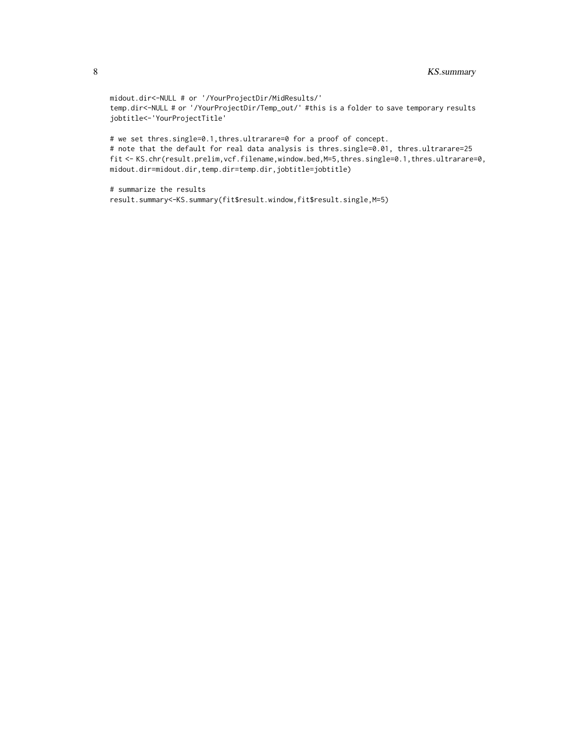```
midout.dir<-NULL # or '/YourProjectDir/MidResults/'
temp.dir<-NULL # or '/YourProjectDir/Temp_out/' #this is a folder to save temporary results
jobtitle<-'YourProjectTitle'

# we set thres.single=0.1,thres.ultrarare=0 for a proof of concept.
# note that the default for real data analysis is thres.single=0.01, thres.ultrarare=25
fit <- KS.chr(result.prelim,vcf.filename,window.bed,M=5,thres.single=0.1,thres.ultrarare=0,
midout.dir=midout.dir,temp.dir=temp.dir,jobtitle=jobtitle)

# summarize the results
result.summary<-KS.summary(fit$result.window,fit$result.single,M=5)
```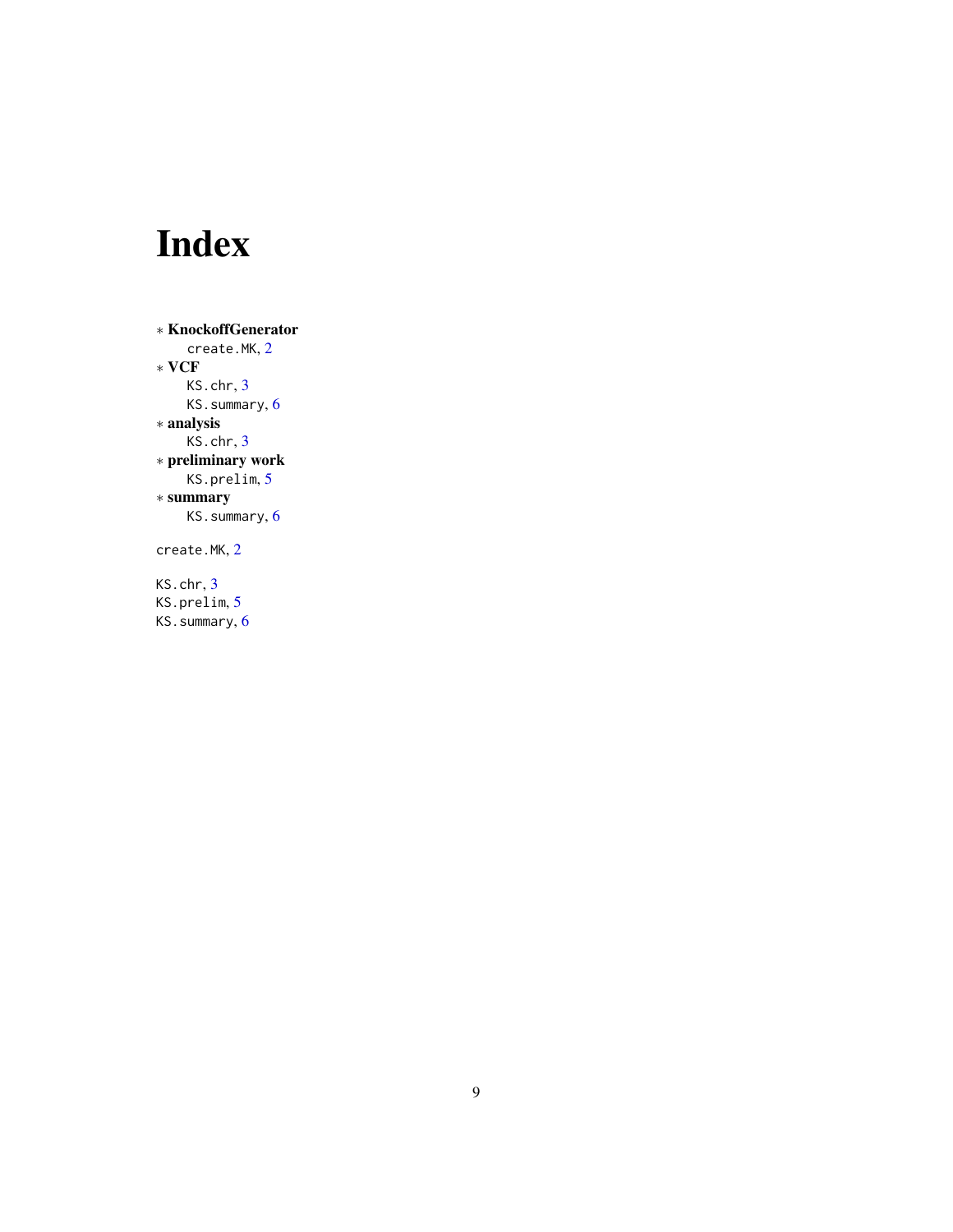# Index

∗ **KnockoffGenerator**
  create.MK, 2
∗ **VCF**
  KS.chr, 3
  KS.summary, 6
∗ **analysis**
  KS.chr, 3
∗ **preliminary work**
  KS.prelim, 5
∗ **summary**
  KS.summary, 6

create.MK, 2

KS.chr, 3
KS.prelim, 5
KS.summary, 6